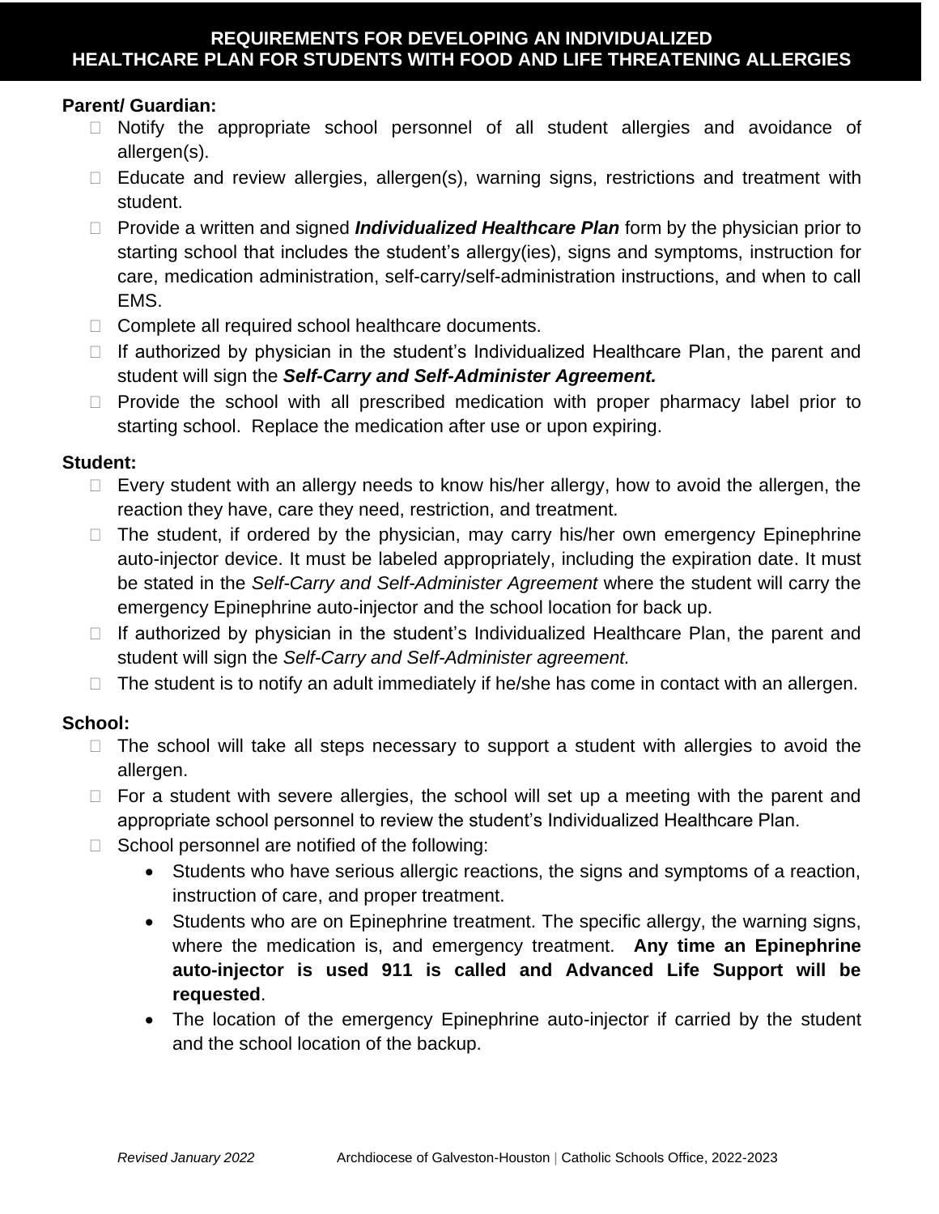# REQUIREMENTS FOR DEVELOPING AN INDIVIDUALIZED HEALTHCARE PLAN FOR STUDENTS WITH FOOD AND LIFE THREATENING ALLERGIES

**Parent/ Guardian:**

- Notify the appropriate school personnel of all student allergies and avoidance of allergen(s).
- Educate and review allergies, allergen(s), warning signs, restrictions and treatment with student.
- Provide a written and signed ***Individualized Healthcare Plan*** form by the physician prior to starting school that includes the student's allergy(ies), signs and symptoms, instruction for care, medication administration, self-carry/self-administration instructions, and when to call EMS.
- Complete all required school healthcare documents.
- If authorized by physician in the student's Individualized Healthcare Plan, the parent and student will sign the ***Self-Carry and Self-Administer Agreement.***
- Provide the school with all prescribed medication with proper pharmacy label prior to starting school. Replace the medication after use or upon expiring.

**Student:**

- Every student with an allergy needs to know his/her allergy, how to avoid the allergen, the reaction they have, care they need, restriction, and treatment.
- The student, if ordered by the physician, may carry his/her own emergency Epinephrine auto-injector device. It must be labeled appropriately, including the expiration date. It must be stated in the *Self-Carry and Self-Administer Agreement* where the student will carry the emergency Epinephrine auto-injector and the school location for back up.
- If authorized by physician in the student's Individualized Healthcare Plan, the parent and student will sign the *Self-Carry and Self-Administer agreement.*
- The student is to notify an adult immediately if he/she has come in contact with an allergen.

**School:**

- The school will take all steps necessary to support a student with allergies to avoid the allergen.
- For a student with severe allergies, the school will set up a meeting with the parent and appropriate school personnel to review the student's Individualized Healthcare Plan.
- School personnel are notified of the following:
    - Students who have serious allergic reactions, the signs and symptoms of a reaction, instruction of care, and proper treatment.
    - Students who are on Epinephrine treatment. The specific allergy, the warning signs, where the medication is, and emergency treatment. **Any time an Epinephrine auto-injector is used 911 is called and Advanced Life Support will be requested**.
    - The location of the emergency Epinephrine auto-injector if carried by the student and the school location of the backup.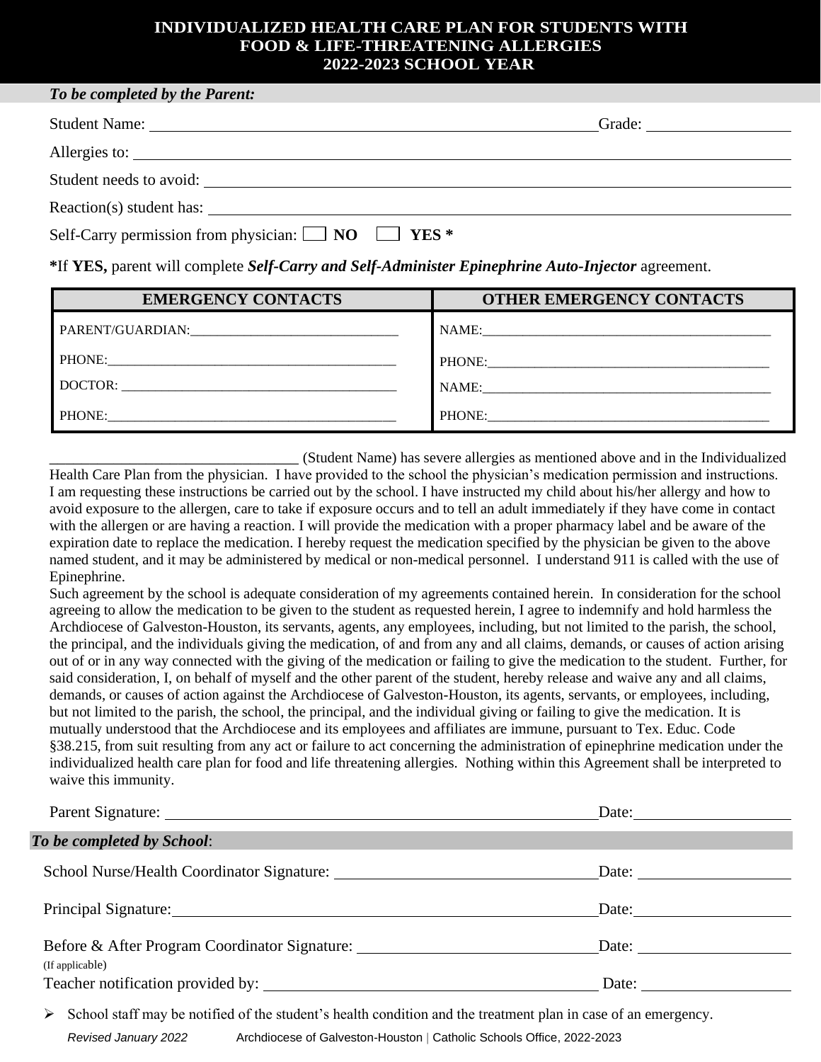# INDIVIDUALIZED HEALTH CARE PLAN FOR STUDENTS WITH FOOD & LIFE-THREATENING ALLERGIES 2022-2023 SCHOOL YEAR

***To be completed by the Parent:***

Student Name: ______________________________________________ Grade: ______________

Allergies to: ______________________________________________________________________

Student needs to avoid: _______________________________________________________________

Reaction(s) student has: _______________________________________________________________

Self-Carry permission from physician: ☐ **NO** ☐ **YES \***

**\***If **YES,** parent will complete ***Self-Carry and Self-Administer Epinephrine Auto-Injector*** agreement.

| EMERGENCY CONTACTS | OTHER EMERGENCY CONTACTS |
|---|---|
| PARENT/GUARDIAN:______________________________ | NAME:______________________________________ |
| PHONE:_________________________________________ | PHONE:_____________________________________ |
| DOCTOR: ________________________________________ | NAME:______________________________________ |
| PHONE:_________________________________________ | PHONE:_____________________________________ |

_________________________________ (Student Name) has severe allergies as mentioned above and in the Individualized Health Care Plan from the physician. I have provided to the school the physician's medication permission and instructions. I am requesting these instructions be carried out by the school. I have instructed my child about his/her allergy and how to avoid exposure to the allergen, care to take if exposure occurs and to tell an adult immediately if they have come in contact with the allergen or are having a reaction. I will provide the medication with a proper pharmacy label and be aware of the expiration date to replace the medication. I hereby request the medication specified by the physician be given to the above named student, and it may be administered by medical or non-medical personnel. I understand 911 is called with the use of Epinephrine.

Such agreement by the school is adequate consideration of my agreements contained herein. In consideration for the school agreeing to allow the medication to be given to the student as requested herein, I agree to indemnify and hold harmless the Archdiocese of Galveston-Houston, its servants, agents, any employees, including, but not limited to the parish, the school, the principal, and the individuals giving the medication, of and from any and all claims, demands, or causes of action arising out of or in any way connected with the giving of the medication or failing to give the medication to the student. Further, for said consideration, I, on behalf of myself and the other parent of the student, hereby release and waive any and all claims, demands, or causes of action against the Archdiocese of Galveston-Houston, its agents, servants, or employees, including, but not limited to the parish, the school, the principal, and the individual giving or failing to give the medication. It is mutually understood that the Archdiocese and its employees and affiliates are immune, pursuant to Tex. Educ. Code §38.215, from suit resulting from any act or failure to act concerning the administration of epinephrine medication under the individualized health care plan for food and life threatening allergies. Nothing within this Agreement shall be interpreted to waive this immunity.

Parent Signature: ______________________________________________ Date: ______________

***To be completed by School*:**

School Nurse/Health Coordinator Signature: ______________________________ Date: ______________

Principal Signature: ______________________________________________ Date: ______________

Before & After Program Coordinator Signature: ______________________________ Date: ______________
(If applicable)

Teacher notification provided by: ______________________________________ Date: ______________

- School staff may be notified of the student's health condition and the treatment plan in case of an emergency.

*Revised January 2022* Archdiocese of Galveston-Houston | Catholic Schools Office, 2022-2023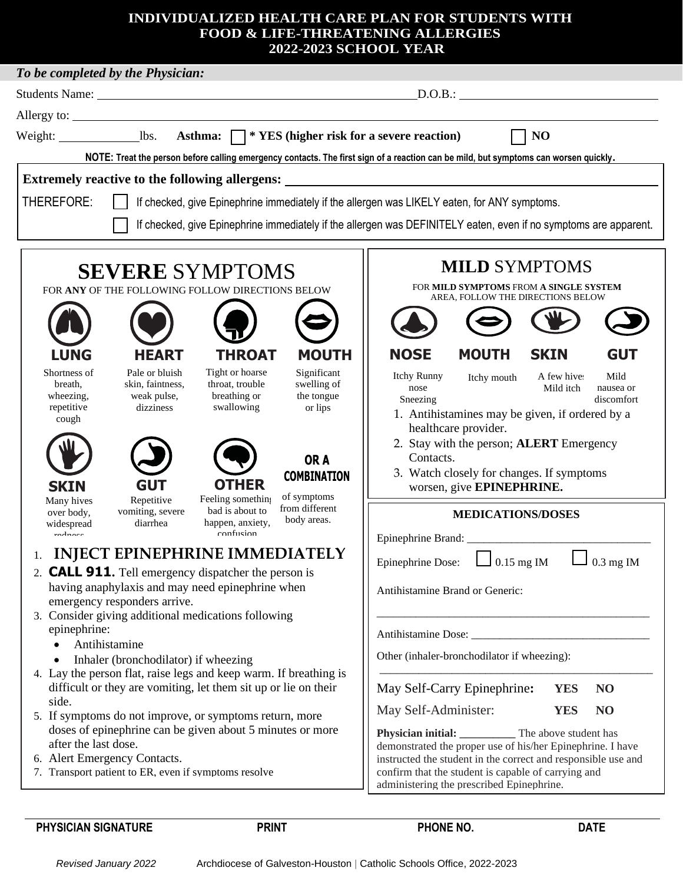# INDIVIDUALIZED HEALTH CARE PLAN FOR STUDENTS WITH FOOD & LIFE-THREATENING ALLERGIES 2022-2023 SCHOOL YEAR

***To be completed by the Physician:***

Students Name: ______________________________ D.O.B.: ____________________

Allergy to: ______________________________

Weight: __________ lbs. **Asthma:** ☐ *** YES (higher risk for a severe reaction)** ☐ **NO**

**NOTE: Treat the person before calling emergency contacts. The first sign of a reaction can be mild, but symptoms can worsen quickly.**

**Extremely reactive to the following allergens:** ______________________________

THEREFORE: ☐ If checked, give Epinephrine immediately if the allergen was LIKELY eaten, for ANY symptoms.

☐ If checked, give Epinephrine immediately if the allergen was DEFINITELY eaten, even if no symptoms are apparent.

## SEVERE SYMPTOMS

FOR **ANY** OF THE FOLLOWING FOLLOW DIRECTIONS BELOW

**LUNG** – Shortness of breath, wheezing, repetitive cough

**HEART** – Pale or bluish skin, faintness, weak pulse, dizziness

**THROAT** – Tight or hoarse throat, trouble breathing or swallowing

**MOUTH** – Significant swelling of the tongue or lips

**SKIN** – Many hives over body, widespread redness

**GUT** – Repetitive vomiting, severe diarrhea

**OTHER** – Feeling something bad is about to happen, anxiety, confusion

**OR A COMBINATION** of symptoms from different body areas.

1. **INJECT EPINEPHRINE IMMEDIATELY**
2. **CALL 911.** Tell emergency dispatcher the person is having anaphylaxis and may need epinephrine when emergency responders arrive.
3. Consider giving additional medications following epinephrine:
   - Antihistamine
   - Inhaler (bronchodilator) if wheezing
4. Lay the person flat, raise legs and keep warm. If breathing is difficult or they are vomiting, let them sit up or lie on their side.
5. If symptoms do not improve, or symptoms return, more doses of epinephrine can be given about 5 minutes or more after the last dose.
6. Alert Emergency Contacts.
7. Transport patient to ER, even if symptoms resolve

## MILD SYMPTOMS

FOR **MILD SYMPTOMS** FROM **A SINGLE SYSTEM** AREA, FOLLOW THE DIRECTIONS BELOW

**NOSE** – Itchy Runny nose Sneezing

**MOUTH** – Itchy mouth

**SKIN** – A few hives Mild itch

**GUT** – Mild nausea or discomfort

1. Antihistamines may be given, if ordered by a healthcare provider.
2. Stay with the person; **ALERT** Emergency Contacts.
3. Watch closely for changes. If symptoms worsen, give **EPINEPHRINE.**

### MEDICATIONS/DOSES

Epinephrine Brand: ______________________________

Epinephrine Dose: ☐ 0.15 mg IM ☐ 0.3 mg IM

Antihistamine Brand or Generic:

______________________________

Antihistamine Dose: ______________________________

Other (inhaler-bronchodilator if wheezing):

______________________________

May Self-Carry Epinephrine**:** **YES** **NO**

May Self-Administer: **YES** **NO**

**Physician initial: __________** The above student has demonstrated the proper use of his/her Epinephrine. I have instructed the student in the correct and responsible use and confirm that the student is capable of carrying and administering the prescribed Epinephrine.

______________________________

**PHYSICIAN SIGNATURE** **PRINT** **PHONE NO.** **DATE**

*Revised January 2022* Archdiocese of Galveston-Houston | Catholic Schools Office, 2022-2023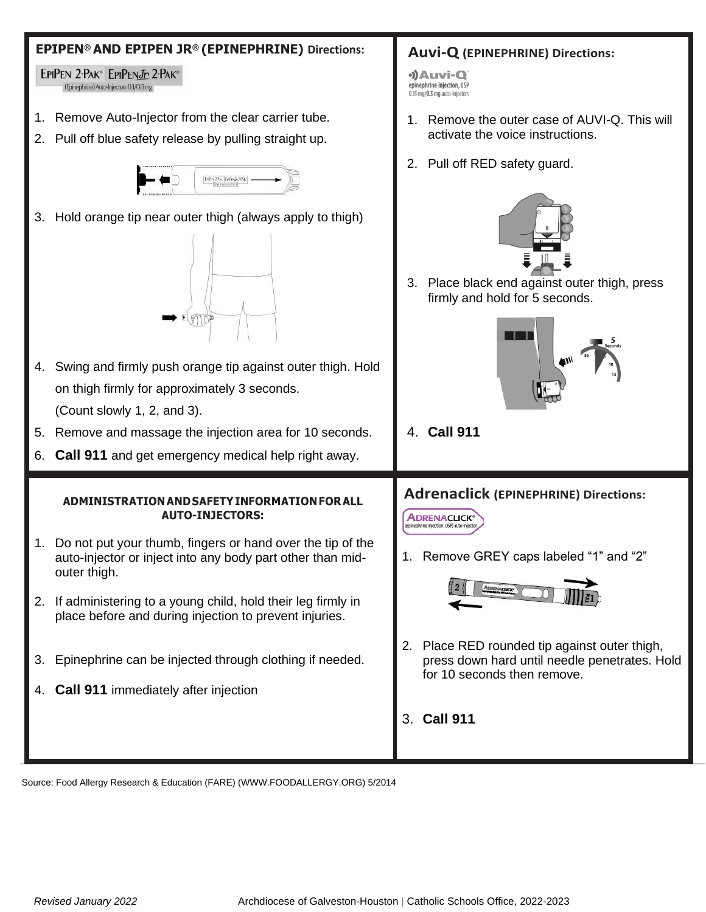## EPIPEN® AND EPIPEN JR® (EPINEPHRINE) Directions:

EPIPEN 2-PAK® EPIPEN Jr 2-PAK® (Epinephrine) Auto-Injectors 0.3/0.15mg

1. Remove Auto-Injector from the clear carrier tube.
2. Pull off blue safety release by pulling straight up.
3. Hold orange tip near outer thigh (always apply to thigh)
4. Swing and firmly push orange tip against outer thigh. Hold on thigh firmly for approximately 3 seconds. (Count slowly 1, 2, and 3).
5. Remove and massage the injection area for 10 seconds.
6. **Call 911** and get emergency medical help right away.

## Auvi-Q (EPINEPHRINE) Directions:

Auvi-Q epinephrine injection, USP 0.15 mg/0.3 mg auto-injectors

1. Remove the outer case of AUVI-Q. This will activate the voice instructions.
2. Pull off RED safety guard.
3. Place black end against outer thigh, press firmly and hold for 5 seconds.
4. **Call 911**

## ADMINISTRATION AND SAFETY INFORMATION FOR ALL AUTO-INJECTORS:

1. Do not put your thumb, fingers or hand over the tip of the auto-injector or inject into any body part other than mid-outer thigh.
2. If administering to a young child, hold their leg firmly in place before and during injection to prevent injuries.
3. Epinephrine can be injected through clothing if needed.
4. **Call 911** immediately after injection

## Adrenaclick (EPINEPHRINE) Directions:

ADRENACLICK® (epinephrine injection, USP) auto-injector

1. Remove GREY caps labeled "1" and "2"
2. Place RED rounded tip against outer thigh, press down hard until needle penetrates. Hold for 10 seconds then remove.
3. **Call 911**

Source: Food Allergy Research & Education (FARE) (WWW.FOODALLERGY.ORG) 5/2014

*Revised January 2022* Archdiocese of Galveston-Houston | Catholic Schools Office, 2022-2023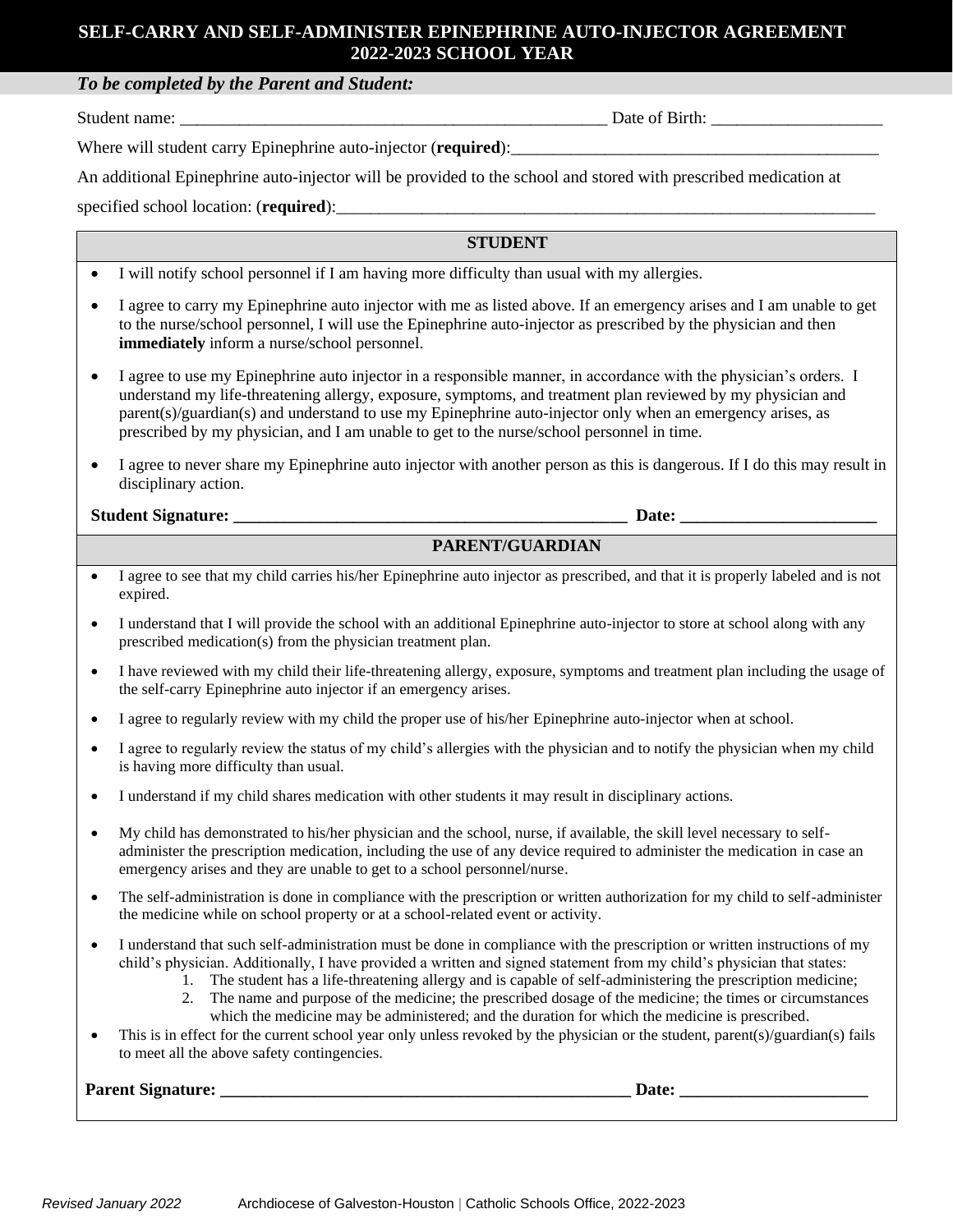# SELF-CARRY AND SELF-ADMINISTER EPINEPHRINE AUTO-INJECTOR AGREEMENT 2022-2023 SCHOOL YEAR

***To be completed by the Parent and Student:***

Student name: ___________________________________________________ Date of Birth: ____________________

Where will student carry Epinephrine auto-injector (**required**):____________________________________________

An additional Epinephrine auto-injector will be provided to the school and stored with prescribed medication at specified school location: (**required**):_________________________________________________________________

## STUDENT

- I will notify school personnel if I am having more difficulty than usual with my allergies.
- I agree to carry my Epinephrine auto injector with me as listed above. If an emergency arises and I am unable to get to the nurse/school personnel, I will use the Epinephrine auto-injector as prescribed by the physician and then **immediately** inform a nurse/school personnel.
- I agree to use my Epinephrine auto injector in a responsible manner, in accordance with the physician's orders. I understand my life-threatening allergy, exposure, symptoms, and treatment plan reviewed by my physician and parent(s)/guardian(s) and understand to use my Epinephrine auto-injector only when an emergency arises, as prescribed by my physician, and I am unable to get to the nurse/school personnel in time.
- I agree to never share my Epinephrine auto injector with another person as this is dangerous. If I do this may result in disciplinary action.

**Student Signature: _________________________________________________ Date: _______________________**

## PARENT/GUARDIAN

- I agree to see that my child carries his/her Epinephrine auto injector as prescribed, and that it is properly labeled and is not expired.
- I understand that I will provide the school with an additional Epinephrine auto-injector to store at school along with any prescribed medication(s) from the physician treatment plan.
- I have reviewed with my child their life-threatening allergy, exposure, symptoms and treatment plan including the usage of the self-carry Epinephrine auto injector if an emergency arises.
- I agree to regularly review with my child the proper use of his/her Epinephrine auto-injector when at school.
- I agree to regularly review the status of my child's allergies with the physician and to notify the physician when my child is having more difficulty than usual.
- I understand if my child shares medication with other students it may result in disciplinary actions.
- My child has demonstrated to his/her physician and the school, nurse, if available, the skill level necessary to self-administer the prescription medication, including the use of any device required to administer the medication in case an emergency arises and they are unable to get to a school personnel/nurse.
- The self-administration is done in compliance with the prescription or written authorization for my child to self-administer the medicine while on school property or at a school-related event or activity.
- I understand that such self-administration must be done in compliance with the prescription or written instructions of my child's physician. Additionally, I have provided a written and signed statement from my child's physician that states:
  1. The student has a life-threatening allergy and is capable of self-administering the prescription medicine;
  2. The name and purpose of the medicine; the prescribed dosage of the medicine; the times or circumstances which the medicine may be administered; and the duration for which the medicine is prescribed.
- This is in effect for the current school year only unless revoked by the physician or the student, parent(s)/guardian(s) fails to meet all the above safety contingencies.

**Parent Signature: ___________________________________________________ Date: _______________________**

*Revised January 2022* Archdiocese of Galveston-Houston | Catholic Schools Office, 2022-2023